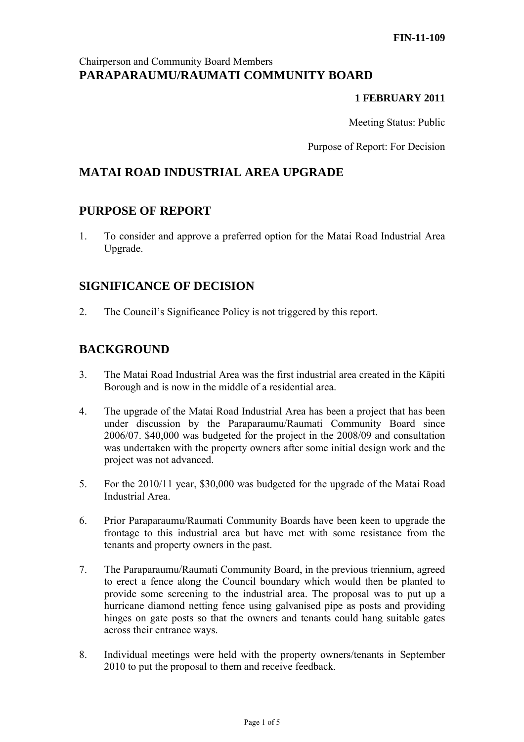**FIN-11-109**

Chairperson and Community Board Members
**PARAPARAUMU/RAUMATI COMMUNITY BOARD**

**1 FEBRUARY 2011**

Meeting Status: Public

Purpose of Report: For Decision

## MATAI ROAD INDUSTRIAL AREA UPGRADE

## PURPOSE OF REPORT

1. To consider and approve a preferred option for the Matai Road Industrial Area Upgrade.

## SIGNIFICANCE OF DECISION

2. The Council's Significance Policy is not triggered by this report.

## BACKGROUND

3. The Matai Road Industrial Area was the first industrial area created in the Kāpiti Borough and is now in the middle of a residential area.

4. The upgrade of the Matai Road Industrial Area has been a project that has been under discussion by the Paraparaumu/Raumati Community Board since 2006/07. $40,000 was budgeted for the project in the 2008/09 and consultation was undertaken with the property owners after some initial design work and the project was not advanced.

5. For the 2010/11 year, $30,000 was budgeted for the upgrade of the Matai Road Industrial Area.

6. Prior Paraparaumu/Raumati Community Boards have been keen to upgrade the frontage to this industrial area but have met with some resistance from the tenants and property owners in the past.

7. The Paraparaumu/Raumati Community Board, in the previous triennium, agreed to erect a fence along the Council boundary which would then be planted to provide some screening to the industrial area. The proposal was to put up a hurricane diamond netting fence using galvanised pipe as posts and providing hinges on gate posts so that the owners and tenants could hang suitable gates across their entrance ways.

8. Individual meetings were held with the property owners/tenants in September 2010 to put the proposal to them and receive feedback.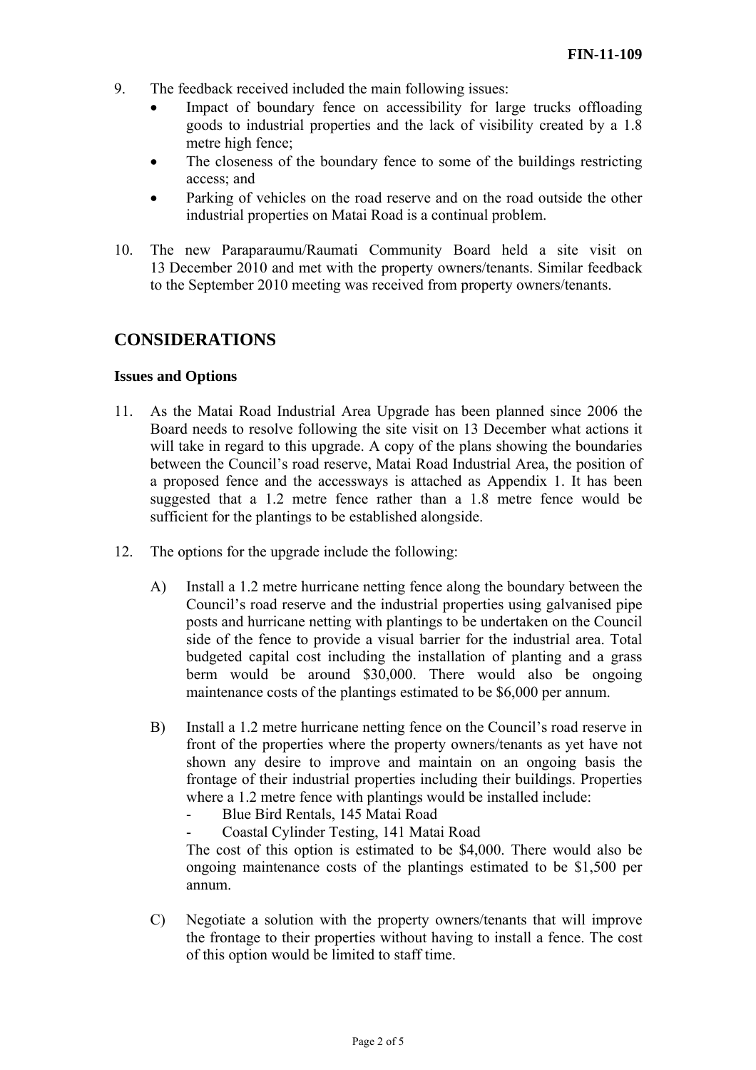9. The feedback received included the main following issues:
   - Impact of boundary fence on accessibility for large trucks offloading goods to industrial properties and the lack of visibility created by a 1.8 metre high fence;
   - The closeness of the boundary fence to some of the buildings restricting access; and
   - Parking of vehicles on the road reserve and on the road outside the other industrial properties on Matai Road is a continual problem.

10. The new Paraparaumu/Raumati Community Board held a site visit on 13 December 2010 and met with the property owners/tenants. Similar feedback to the September 2010 meeting was received from property owners/tenants.

## CONSIDERATIONS

### Issues and Options

11. As the Matai Road Industrial Area Upgrade has been planned since 2006 the Board needs to resolve following the site visit on 13 December what actions it will take in regard to this upgrade. A copy of the plans showing the boundaries between the Council's road reserve, Matai Road Industrial Area, the position of a proposed fence and the accessways is attached as Appendix 1. It has been suggested that a 1.2 metre fence rather than a 1.8 metre fence would be sufficient for the plantings to be established alongside.

12. The options for the upgrade include the following:

    A) Install a 1.2 metre hurricane netting fence along the boundary between the Council's road reserve and the industrial properties using galvanised pipe posts and hurricane netting with plantings to be undertaken on the Council side of the fence to provide a visual barrier for the industrial area. Total budgeted capital cost including the installation of planting and a grass berm would be around $30,000. There would also be ongoing maintenance costs of the plantings estimated to be $6,000 per annum.

    B) Install a 1.2 metre hurricane netting fence on the Council's road reserve in front of the properties where the property owners/tenants as yet have not shown any desire to improve and maintain on an ongoing basis the frontage of their industrial properties including their buildings. Properties where a 1.2 metre fence with plantings would be installed include:
       - Blue Bird Rentals, 145 Matai Road
       - Coastal Cylinder Testing, 141 Matai Road

       The cost of this option is estimated to be $4,000. There would also be ongoing maintenance costs of the plantings estimated to be $1,500 per annum.

    C) Negotiate a solution with the property owners/tenants that will improve the frontage to their properties without having to install a fence. The cost of this option would be limited to staff time.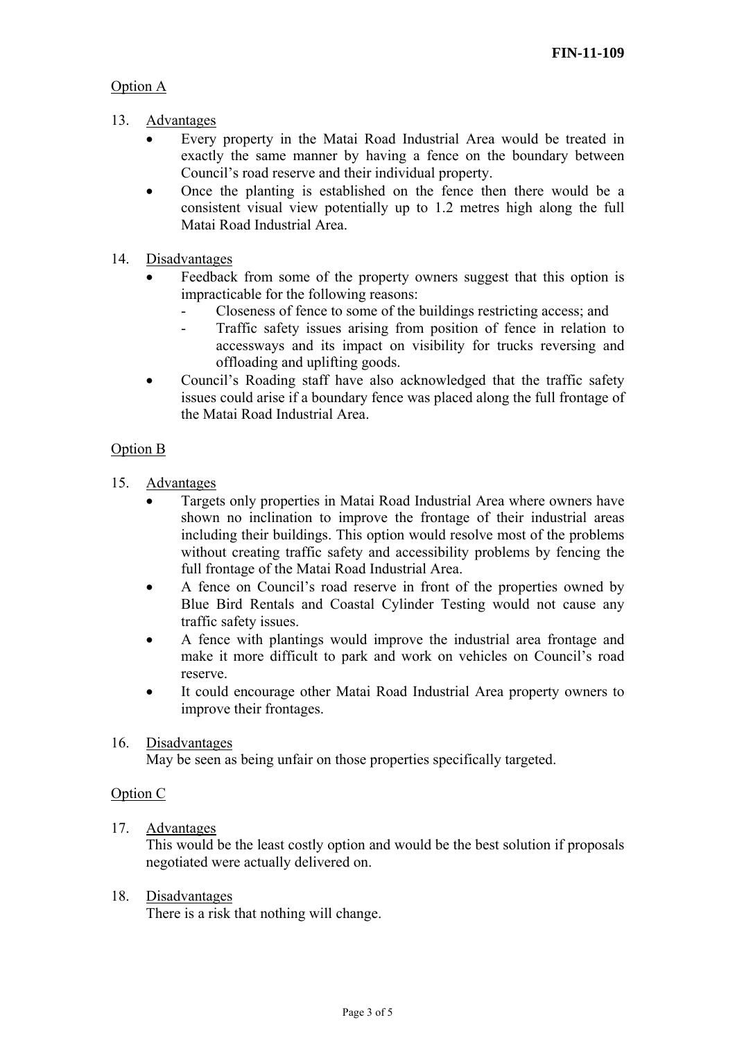Option A

13. Advantages
    - Every property in the Matai Road Industrial Area would be treated in exactly the same manner by having a fence on the boundary between Council's road reserve and their individual property.
    - Once the planting is established on the fence then there would be a consistent visual view potentially up to 1.2 metres high along the full Matai Road Industrial Area.

14. Disadvantages
    - Feedback from some of the property owners suggest that this option is impracticable for the following reasons:
        - Closeness of fence to some of the buildings restricting access; and
        - Traffic safety issues arising from position of fence in relation to accessways and its impact on visibility for trucks reversing and offloading and uplifting goods.
    - Council's Roading staff have also acknowledged that the traffic safety issues could arise if a boundary fence was placed along the full frontage of the Matai Road Industrial Area.

Option B

15. Advantages
    - Targets only properties in Matai Road Industrial Area where owners have shown no inclination to improve the frontage of their industrial areas including their buildings. This option would resolve most of the problems without creating traffic safety and accessibility problems by fencing the full frontage of the Matai Road Industrial Area.
    - A fence on Council's road reserve in front of the properties owned by Blue Bird Rentals and Coastal Cylinder Testing would not cause any traffic safety issues.
    - A fence with plantings would improve the industrial area frontage and make it more difficult to park and work on vehicles on Council's road reserve.
    - It could encourage other Matai Road Industrial Area property owners to improve their frontages.

16. Disadvantages

    May be seen as being unfair on those properties specifically targeted.

Option C

17. Advantages

    This would be the least costly option and would be the best solution if proposals negotiated were actually delivered on.

18. Disadvantages

    There is a risk that nothing will change.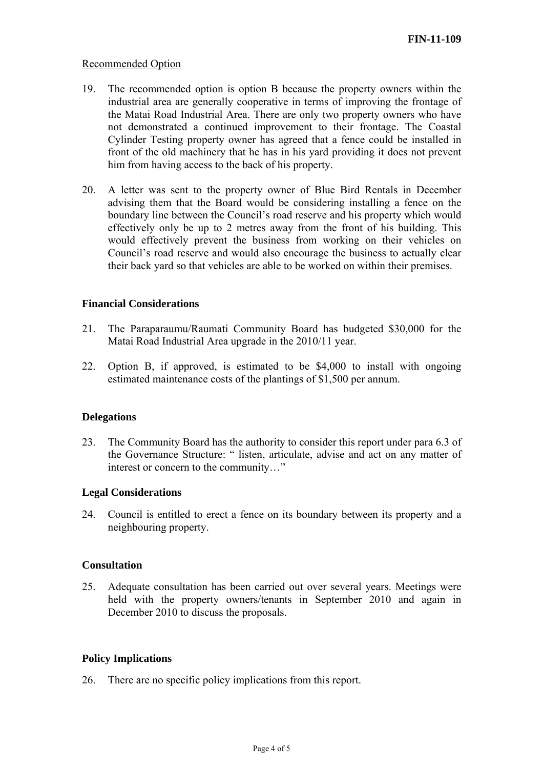Recommended Option

19. The recommended option is option B because the property owners within the industrial area are generally cooperative in terms of improving the frontage of the Matai Road Industrial Area. There are only two property owners who have not demonstrated a continued improvement to their frontage. The Coastal Cylinder Testing property owner has agreed that a fence could be installed in front of the old machinery that he has in his yard providing it does not prevent him from having access to the back of his property.

20. A letter was sent to the property owner of Blue Bird Rentals in December advising them that the Board would be considering installing a fence on the boundary line between the Council's road reserve and his property which would effectively only be up to 2 metres away from the front of his building. This would effectively prevent the business from working on their vehicles on Council's road reserve and would also encourage the business to actually clear their back yard so that vehicles are able to be worked on within their premises.

### Financial Considerations

21. The Paraparaumu/Raumati Community Board has budgeted $30,000 for the Matai Road Industrial Area upgrade in the 2010/11 year.

22. Option B, if approved, is estimated to be $4,000 to install with ongoing estimated maintenance costs of the plantings of $1,500 per annum.

### Delegations

23. The Community Board has the authority to consider this report under para 6.3 of the Governance Structure: " listen, articulate, advise and act on any matter of interest or concern to the community…"

### Legal Considerations

24. Council is entitled to erect a fence on its boundary between its property and a neighbouring property.

### Consultation

25. Adequate consultation has been carried out over several years. Meetings were held with the property owners/tenants in September 2010 and again in December 2010 to discuss the proposals.

### Policy Implications

26. There are no specific policy implications from this report.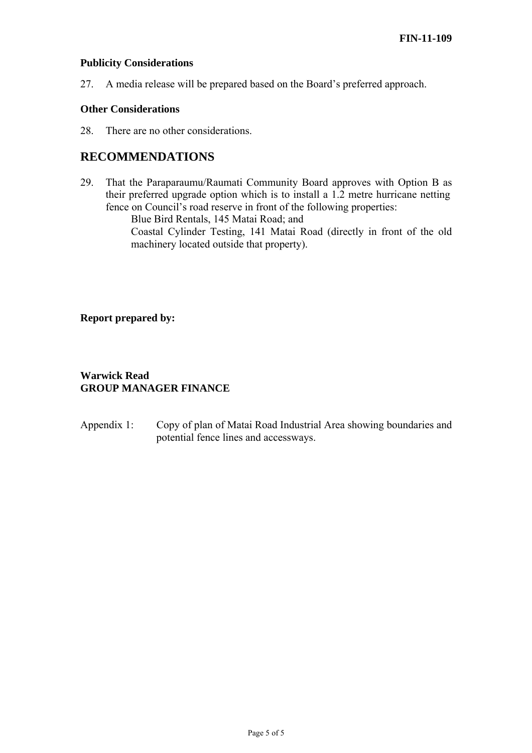### Publicity Considerations

27. A media release will be prepared based on the Board's preferred approach.

### Other Considerations

28. There are no other considerations.

## RECOMMENDATIONS

29. That the Paraparaumu/Raumati Community Board approves with Option B as their preferred upgrade option which is to install a 1.2 metre hurricane netting fence on Council's road reserve in front of the following properties:
    - Blue Bird Rentals, 145 Matai Road; and
    - Coastal Cylinder Testing, 141 Matai Road (directly in front of the old machinery located outside that property).

**Report prepared by:**

**Warwick Read**
**GROUP MANAGER FINANCE**

Appendix 1: Copy of plan of Matai Road Industrial Area showing boundaries and potential fence lines and accessways.